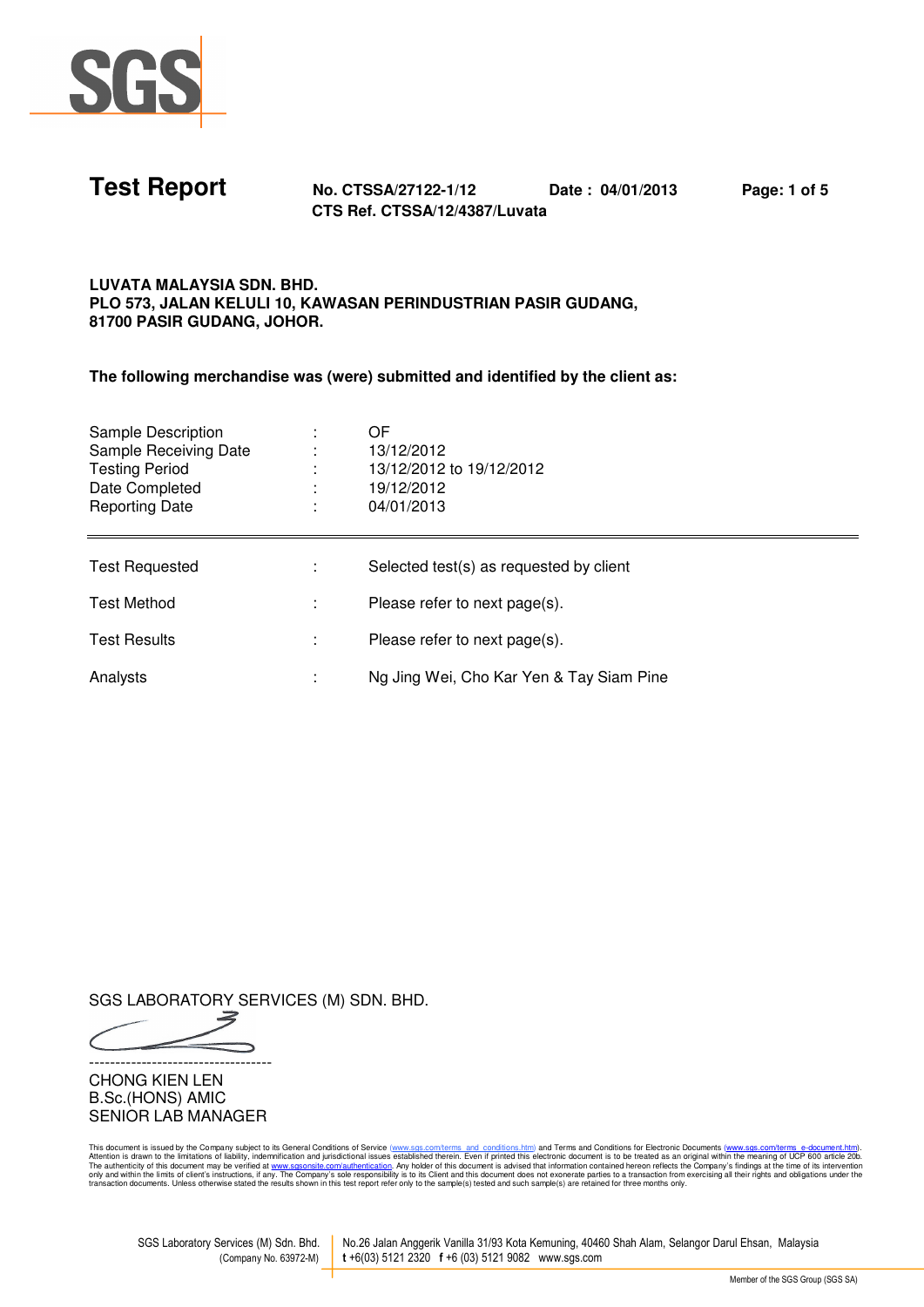# Test Report

**No. CTSSA/27122-1/12** **Date : 04/01/2013**
**CTS Ref. CTSSA/12/4387/Luvata**

**LUVATA MALAYSIA SDN. BHD.**
**PLO 573, JALAN KELULI 10, KAWASAN PERINDUSTRIAN PASIR GUDANG,**
**81700 PASIR GUDANG, JOHOR.**

**The following merchandise was (were) submitted and identified by the client as:**

| | | |
|---|---|---|
| Sample Description | : | OF |
| Sample Receiving Date | : | 13/12/2012 |
| Testing Period | : | 13/12/2012 to 19/12/2012 |
| Date Completed | : | 19/12/2012 |
| Reporting Date | : | 04/01/2013 |

---

| | | |
|---|---|---|
| Test Requested | : | Selected test(s) as requested by client |
| Test Method | : | Please refer to next page(s). |
| Test Results | : | Please refer to next page(s). |
| Analysts | : | Ng Jing Wei, Cho Kar Yen & Tay Siam Pine |

SGS LABORATORY SERVICES (M) SDN. BHD.

----------------------------------

CHONG KIEN LEN
B.Sc.(HONS) AMIC
SENIOR LAB MANAGER

This document is issued by the Company subject to its General Conditions of Service (www.sgs.com/terms_and_conditions.htm) and Terms and Conditions for Electronic Documents (www.sgs.com/terms_e-document.htm). Attention is drawn to the limitations of liability, indemnification and jurisdictional issues established therein. Even if printed this electronic document is to be treated as an original within the meaning of UCP 600 article 20b. The authenticity of this document may be verified at www.sgsonsite.com/authentication. Any holder of this document is advised that information contained hereon reflects the Company's findings at the time of its intervention only and within the limits of client's instructions, if any. The Company's sole responsibility is to its Client and this document does not exonerate parties to a transaction from exercising all their rights and obligations under the transaction documents. Unless otherwise stated the results shown in this test report refer only to the sample(s) tested and such sample(s) are retained for three months only.

SGS Laboratory Services (M) Sdn. Bhd. (Company No. 63972-M) | No.26 Jalan Anggerik Vanilla 31/93 Kota Kemuning, 40460 Shah Alam, Selangor Darul Ehsan, Malaysia | t +6(03) 5121 2320 f +6 (03) 5121 9082 www.sgs.com

Member of the SGS Group (SGS SA)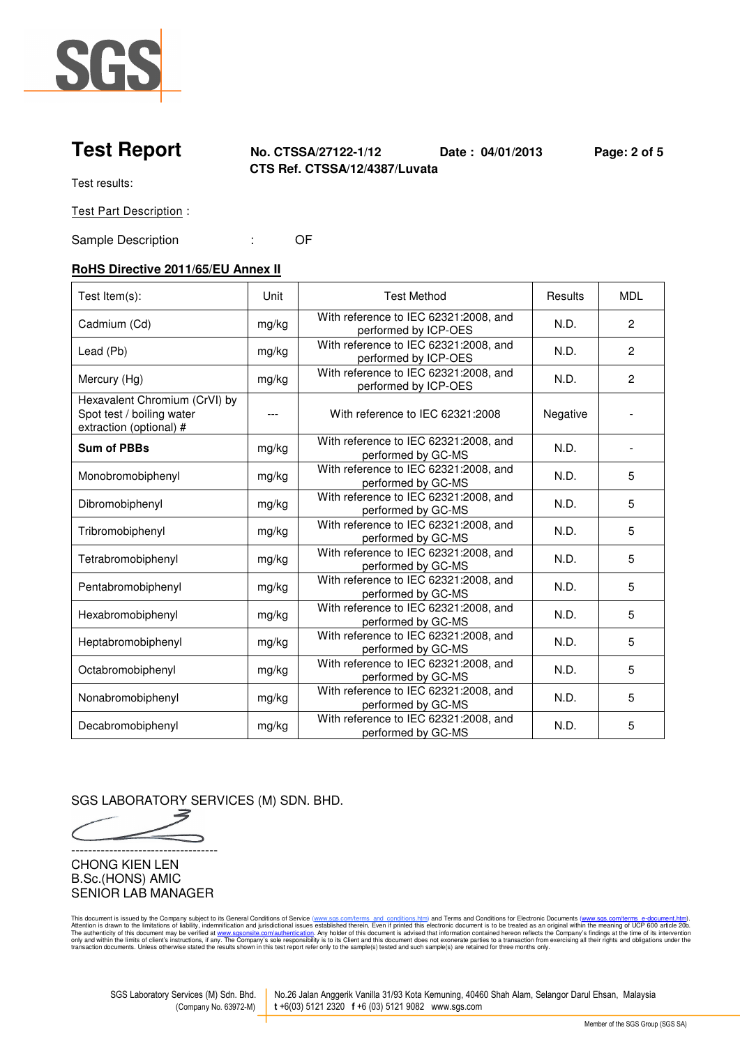# Test Report

**No. CTSSA/27122-1/12** **Date : 04/01/2013**
**CTS Ref. CTSSA/12/4387/Luvata**

Test results:

Test Part Description :

Sample Description : OF

## RoHS Directive 2011/65/EU Annex II

| Test Item(s): | Unit | Test Method | Results | MDL |
|---|---|---|---|---|
| Cadmium (Cd) | mg/kg | With reference to IEC 62321:2008, and performed by ICP-OES | N.D. | 2 |
| Lead (Pb) | mg/kg | With reference to IEC 62321:2008, and performed by ICP-OES | N.D. | 2 |
| Mercury (Hg) | mg/kg | With reference to IEC 62321:2008, and performed by ICP-OES | N.D. | 2 |
| Hexavalent Chromium (CrVI) by Spot test / boiling water extraction (optional) # | --- | With reference to IEC 62321:2008 | Negative | - |
| **Sum of PBBs** | mg/kg | With reference to IEC 62321:2008, and performed by GC-MS | N.D. | - |
| Monobromobiphenyl | mg/kg | With reference to IEC 62321:2008, and performed by GC-MS | N.D. | 5 |
| Dibromobiphenyl | mg/kg | With reference to IEC 62321:2008, and performed by GC-MS | N.D. | 5 |
| Tribromobiphenyl | mg/kg | With reference to IEC 62321:2008, and performed by GC-MS | N.D. | 5 |
| Tetrabromobiphenyl | mg/kg | With reference to IEC 62321:2008, and performed by GC-MS | N.D. | 5 |
| Pentabromobiphenyl | mg/kg | With reference to IEC 62321:2008, and performed by GC-MS | N.D. | 5 |
| Hexabromobiphenyl | mg/kg | With reference to IEC 62321:2008, and performed by GC-MS | N.D. | 5 |
| Heptabromobiphenyl | mg/kg | With reference to IEC 62321:2008, and performed by GC-MS | N.D. | 5 |
| Octabromobiphenyl | mg/kg | With reference to IEC 62321:2008, and performed by GC-MS | N.D. | 5 |
| Nonabromobiphenyl | mg/kg | With reference to IEC 62321:2008, and performed by GC-MS | N.D. | 5 |
| Decabromobiphenyl | mg/kg | With reference to IEC 62321:2008, and performed by GC-MS | N.D. | 5 |

SGS LABORATORY SERVICES (M) SDN. BHD.

-----------------------------------
CHONG KIEN LEN
B.Sc.(HONS) AMIC
SENIOR LAB MANAGER

This document is issued by the Company subject to its General Conditions of Service (www.sgs.com/terms_and_conditions.htm) and Terms and Conditions for Electronic Documents (www.sgs.com/terms_e-document.htm). Attention is drawn to the limitations of liability, indemnification and jurisdictional issues established therein. Even if printed this electronic document is to be treated as an original within the meaning of UCP 600 article 20b. The authenticity of this document may be verified at www.sgsonsite.com/authentication. Any holder of this document is advised that information contained hereon reflects the Company's findings at the time of its intervention only and within the limits of client's instructions, if any. The Company's sole responsibility is to its Client and this document does not exonerate parties to a transaction from exercising all their rights and obligations under the transaction documents. Unless otherwise stated the results shown in this test report refer only to the sample(s) tested and such sample(s) are retained for three months only.

SGS Laboratory Services (M) Sdn. Bhd. (Company No. 63972-M) | No.26 Jalan Anggerik Vanilla 31/93 Kota Kemuning, 40460 Shah Alam, Selangor Darul Ehsan, Malaysia **t** +6(03) 5121 2320 **f** +6 (03) 5121 9082 www.sgs.com

Member of the SGS Group (SGS SA)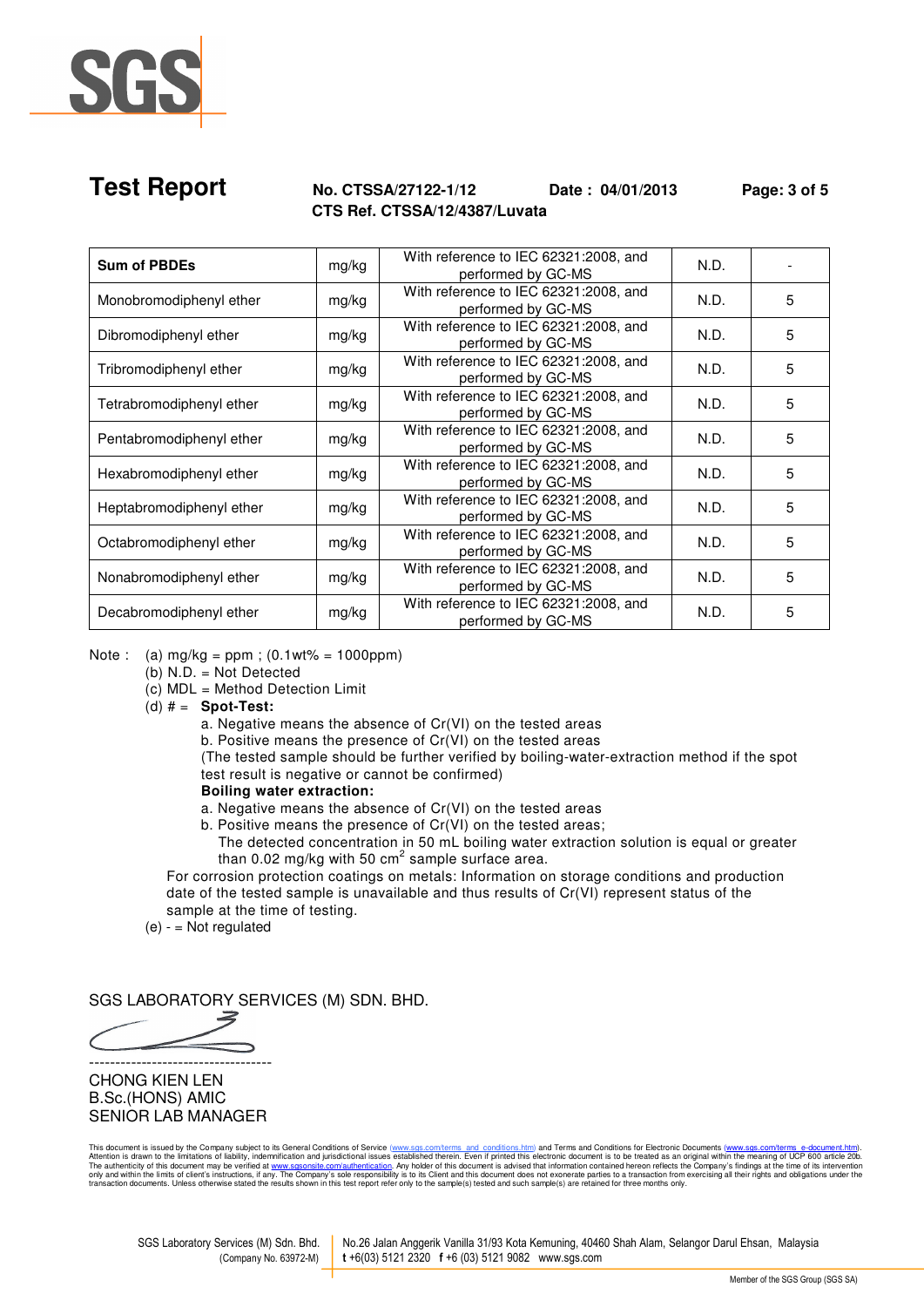## Test Report

**No. CTSSA/27122-1/12** **Date : 04/01/2013**
**CTS Ref. CTSSA/12/4387/Luvata**

| **Sum of PBDEs** | mg/kg | With reference to IEC 62321:2008, and performed by GC-MS | N.D. | - |
|---|---|---|---|---|
| Monobromodiphenyl ether | mg/kg | With reference to IEC 62321:2008, and performed by GC-MS | N.D. | 5 |
| Dibromodiphenyl ether | mg/kg | With reference to IEC 62321:2008, and performed by GC-MS | N.D. | 5 |
| Tribromodiphenyl ether | mg/kg | With reference to IEC 62321:2008, and performed by GC-MS | N.D. | 5 |
| Tetrabromodiphenyl ether | mg/kg | With reference to IEC 62321:2008, and performed by GC-MS | N.D. | 5 |
| Pentabromodiphenyl ether | mg/kg | With reference to IEC 62321:2008, and performed by GC-MS | N.D. | 5 |
| Hexabromodiphenyl ether | mg/kg | With reference to IEC 62321:2008, and performed by GC-MS | N.D. | 5 |
| Heptabromodiphenyl ether | mg/kg | With reference to IEC 62321:2008, and performed by GC-MS | N.D. | 5 |
| Octabromodiphenyl ether | mg/kg | With reference to IEC 62321:2008, and performed by GC-MS | N.D. | 5 |
| Nonabromodiphenyl ether | mg/kg | With reference to IEC 62321:2008, and performed by GC-MS | N.D. | 5 |
| Decabromodiphenyl ether | mg/kg | With reference to IEC 62321:2008, and performed by GC-MS | N.D. | 5 |

Note :
- (a) mg/kg = ppm ; (0.1wt% = 1000ppm)
- (b) N.D. = Not Detected
- (c) MDL = Method Detection Limit
- (d) # = **Spot-Test:**
  - a. Negative means the absence of Cr(VI) on the tested areas
  - b. Positive means the presence of Cr(VI) on the tested areas
  
  (The tested sample should be further verified by boiling-water-extraction method if the spot test result is negative or cannot be confirmed)
  
  **Boiling water extraction:**
  - a. Negative means the absence of Cr(VI) on the tested areas
  - b. Positive means the presence of Cr(VI) on the tested areas;
    The detected concentration in 50 mL boiling water extraction solution is equal or greater than 0.02 mg/kg with 50 $cm^2$ sample surface area.
  
  For corrosion protection coatings on metals: Information on storage conditions and production date of the tested sample is unavailable and thus results of Cr(VI) represent status of the sample at the time of testing.
- (e) - = Not regulated

SGS LABORATORY SERVICES (M) SDN. BHD.

----------------------------------

CHONG KIEN LEN
B.Sc.(HONS) AMIC
SENIOR LAB MANAGER

This document is issued by the Company subject to its General Conditions of Service (www.sgs.com/terms_and_conditions.htm) and Terms and Conditions for Electronic Documents (www.sgs.com/terms_e-document.htm). Attention is drawn to the limitations of liability, indemnification and jurisdictional issues established therein. Even if printed this electronic document is to be treated as an original within the meaning of UCP 600 article 20b. The authenticity of this document may be verified at www.sgsonsite.com/authentication. Any holder of this document is advised that information contained hereon reflects the Company's findings at the time of its intervention only and within the limits of client's instructions, if any. The Company's sole responsibility is to its Client and this document does not exonerate parties to a transaction from exercising all their rights and obligations under the transaction documents. Unless otherwise stated the results shown in this test report refer only to the sample(s) tested and such sample(s) are retained for three months only.

SGS Laboratory Services (M) Sdn. Bhd. (Company No. 63972-M) | No.26 Jalan Anggerik Vanilla 31/93 Kota Kemuning, 40460 Shah Alam, Selangor Darul Ehsan, Malaysia **t** +6(03) 5121 2320 **f** +6 (03) 5121 9082 www.sgs.com

Member of the SGS Group (SGS SA)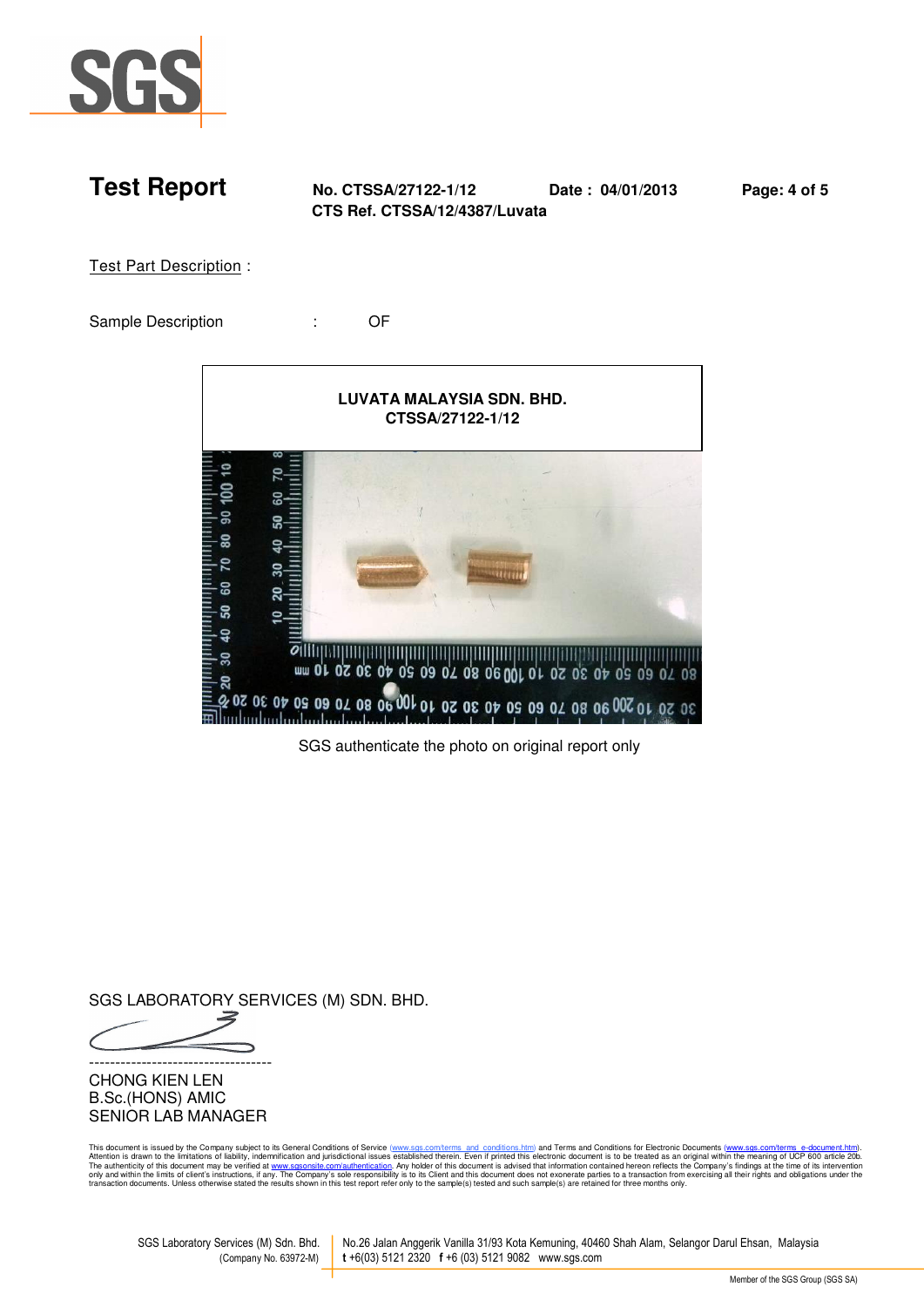**Test Report** **No. CTSSA/27122-1/12** **Date : 04/01/2013**
**CTS Ref. CTSSA/12/4387/Luvata**

Test Part Description :

Sample Description : OF

**LUVATA MALAYSIA SDN. BHD.**
**CTSSA/27122-1/12**

SGS authenticate the photo on original report only

SGS LABORATORY SERVICES (M) SDN. BHD.

CHONG KIEN LEN
B.Sc.(HONS) AMIC
SENIOR LAB MANAGER

This document is issued by the Company subject to its General Conditions of Service (www.sgs.com/terms_and_conditions.htm) and Terms and Conditions for Electronic Documents (www.sgs.com/terms_e-document.htm). Attention is drawn to the limitations of liability, indemnification and jurisdictional issues established therein. Even if printed this electronic document is to be treated as an original within the meaning of UCP 600 article 20b. The authenticity of this document may be verified at www.sgsonsite.com/authentication. Any holder of this document is advised that information contained hereon reflects the Company's findings at the time of its intervention only and within the limits of client's instructions, if any. The Company's sole responsibility is to its Client and this document does not exonerate parties to a transaction from exercising all their rights and obligations under the transaction documents. Unless otherwise stated the results shown in this test report refer only to the sample(s) tested and such sample(s) are retained for three months only.

SGS Laboratory Services (M) Sdn. Bhd. (Company No. 63972-M) | No.26 Jalan Anggerik Vanilla 31/93 Kota Kemuning, 40460 Shah Alam, Selangor Darul Ehsan, Malaysia
t +6(03) 5121 2320 f +6 (03) 5121 9082 www.sgs.com

Member of the SGS Group (SGS SA)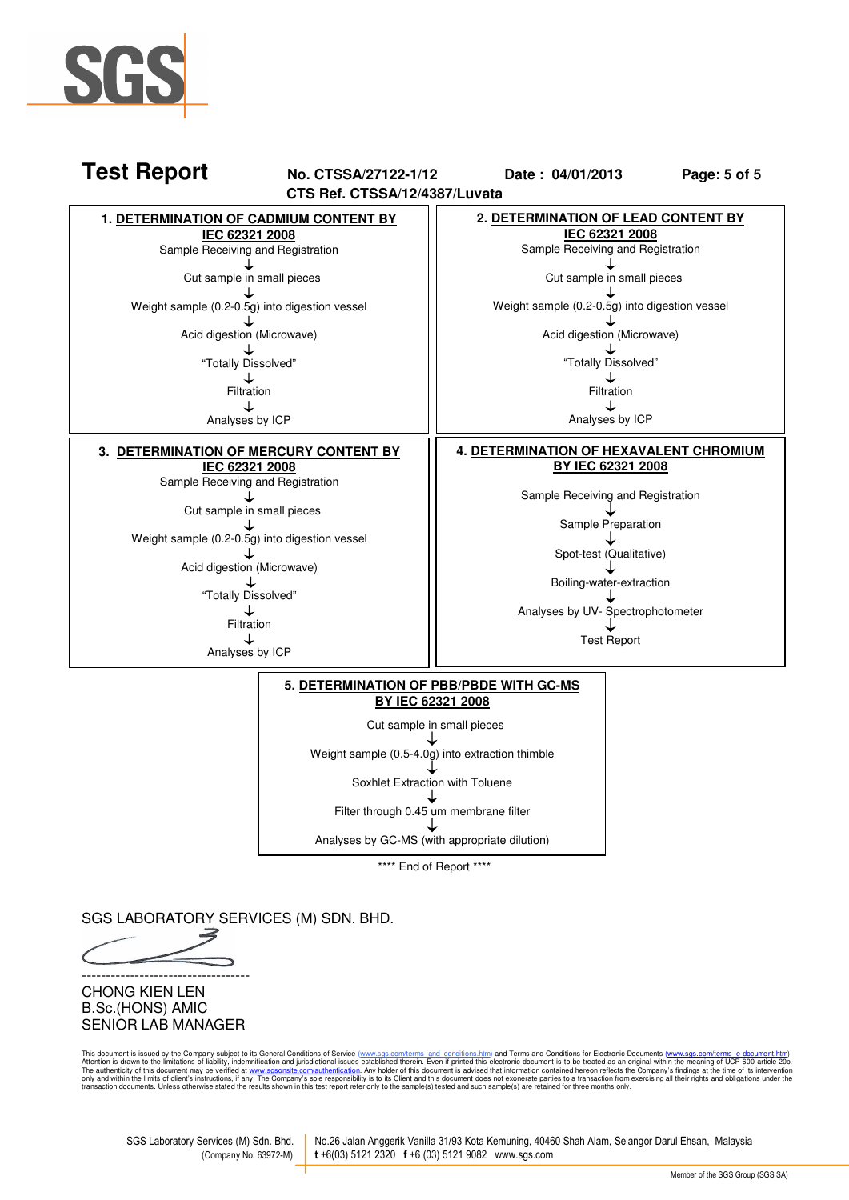**Test Report** No. CTSSA/27122-1/12 Date : 04/01/2013

CTS Ref. CTSSA/12/4387/Luvata

### 1. DETERMINATION OF CADMIUM CONTENT BY IEC 62321 2008

Sample Receiving and Registration
↓
Cut sample in small pieces
↓
Weight sample (0.2-0.5g) into digestion vessel
↓
Acid digestion (Microwave)
↓
"Totally Dissolved"
↓
Filtration
↓
Analyses by ICP

### 2. DETERMINATION OF LEAD CONTENT BY IEC 62321 2008

Sample Receiving and Registration
↓
Cut sample in small pieces
↓
Weight sample (0.2-0.5g) into digestion vessel
↓
Acid digestion (Microwave)
↓
"Totally Dissolved"
↓
Filtration
↓
Analyses by ICP

### 3. DETERMINATION OF MERCURY CONTENT BY IEC 62321 2008

Sample Receiving and Registration
↓
Cut sample in small pieces
↓
Weight sample (0.2-0.5g) into digestion vessel
↓
Acid digestion (Microwave)
↓
"Totally Dissolved"
↓
Filtration
↓
Analyses by ICP

### 4. DETERMINATION OF HEXAVALENT CHROMIUM BY IEC 62321 2008

Sample Receiving and Registration
↓
Sample Preparation
↓
Spot-test (Qualitative)
↓
Boiling-water-extraction
↓
Analyses by UV- Spectrophotometer
↓
Test Report

### 5. DETERMINATION OF PBB/PBDE WITH GC-MS BY IEC 62321 2008

Cut sample in small pieces
↓
Weight sample (0.5-4.0g) into extraction thimble
↓
Soxhlet Extraction with Toluene
↓
Filter through 0.45 um membrane filter
↓
Analyses by GC-MS (with appropriate dilution)

**** End of Report ****

SGS LABORATORY SERVICES (M) SDN. BHD.

-----------------------------------

CHONG KIEN LEN
B.Sc.(HONS) AMIC
SENIOR LAB MANAGER

This document is issued by the Company subject to its General Conditions of Service (www.sgs.com/terms_and_conditions.htm) and Terms and Conditions for Electronic Documents (www.sgs.com/terms_e-document.htm). Attention is drawn to the limitations of liability, indemnification and jurisdictional issues established therein. Even if printed this electronic document is to be treated as an original within the meaning of UCP 600 article 20b. The authenticity of this document may be verified at www.sgsonsite.com/authentication. Any holder of this document is advised that information contained hereon reflects the Company's findings at the time of its intervention only and within the limits of client's instructions, if any. The Company's sole responsibility is to its Client and this document does not exonerate parties to a transaction from exercising all their rights and obligations under the transaction documents. Unless otherwise stated the results shown in this test report refer only to the sample(s) tested and such sample(s) are retained for three months only.

SGS Laboratory Services (M) Sdn. Bhd. (Company No. 63972-M) | No.26 Jalan Anggerik Vanilla 31/93 Kota Kemuning, 40460 Shah Alam, Selangor Darul Ehsan, Malaysia **t** +6(03) 5121 2320 **f** +6 (03) 5121 9082 www.sgs.com

Member of the SGS Group (SGS SA)